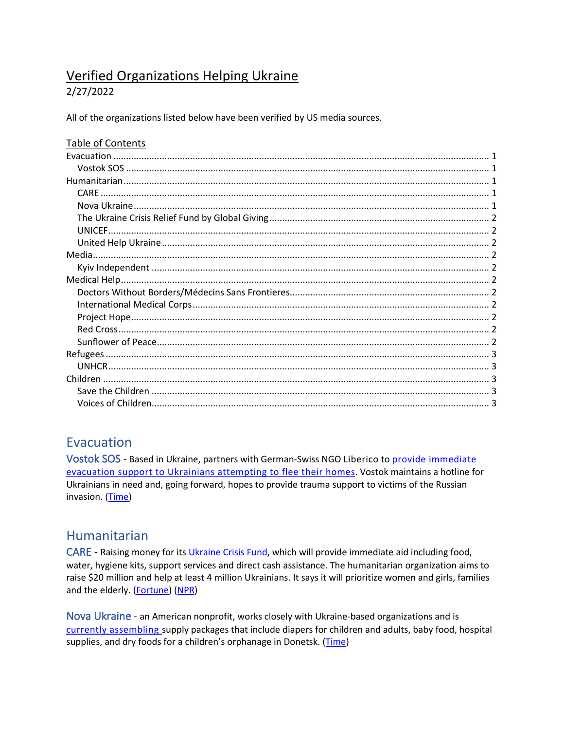# Verified Organizations Helping Ukraine

2/27/2022

All of the organizations listed below have been verified by US media sources.

## Table of Contents

- Evacuation ..... 1
  - Vostok SOS ..... 1
- Humanitarian ..... 1
  - CARE ..... 1
  - Nova Ukraine ..... 1
  - The Ukraine Crisis Relief Fund by Global Giving ..... 2
  - UNICEF ..... 2
  - United Help Ukraine ..... 2
- Media ..... 2
  - Kyiv Independent ..... 2
- Medical Help ..... 2
  - Doctors Without Borders/Médecins Sans Frontieres ..... 2
  - International Medical Corps ..... 2
  - Project Hope ..... 2
  - Red Cross ..... 2
  - Sunflower of Peace ..... 2
- Refugees ..... 3
  - UNHCR ..... 3
- Children ..... 3
  - Save the Children ..... 3
  - Voices of Children ..... 3

## Evacuation

**Vostok SOS** - Based in Ukraine, partners with German-Swiss NGO Liberico to provide immediate evacuation support to Ukrainians attempting to flee their homes. Vostok maintains a hotline for Ukrainians in need and, going forward, hopes to provide trauma support to victims of the Russian invasion. (Time)

## Humanitarian

**CARE** - Raising money for its Ukraine Crisis Fund, which will provide immediate aid including food, water, hygiene kits, support services and direct cash assistance. The humanitarian organization aims to raise $20 million and help at least 4 million Ukrainians. It says it will prioritize women and girls, families and the elderly. (Fortune) (NPR)

**Nova Ukraine** - an American nonprofit, works closely with Ukraine-based organizations and is currently assembling supply packages that include diapers for children and adults, baby food, hospital supplies, and dry foods for a children's orphanage in Donetsk. (Time)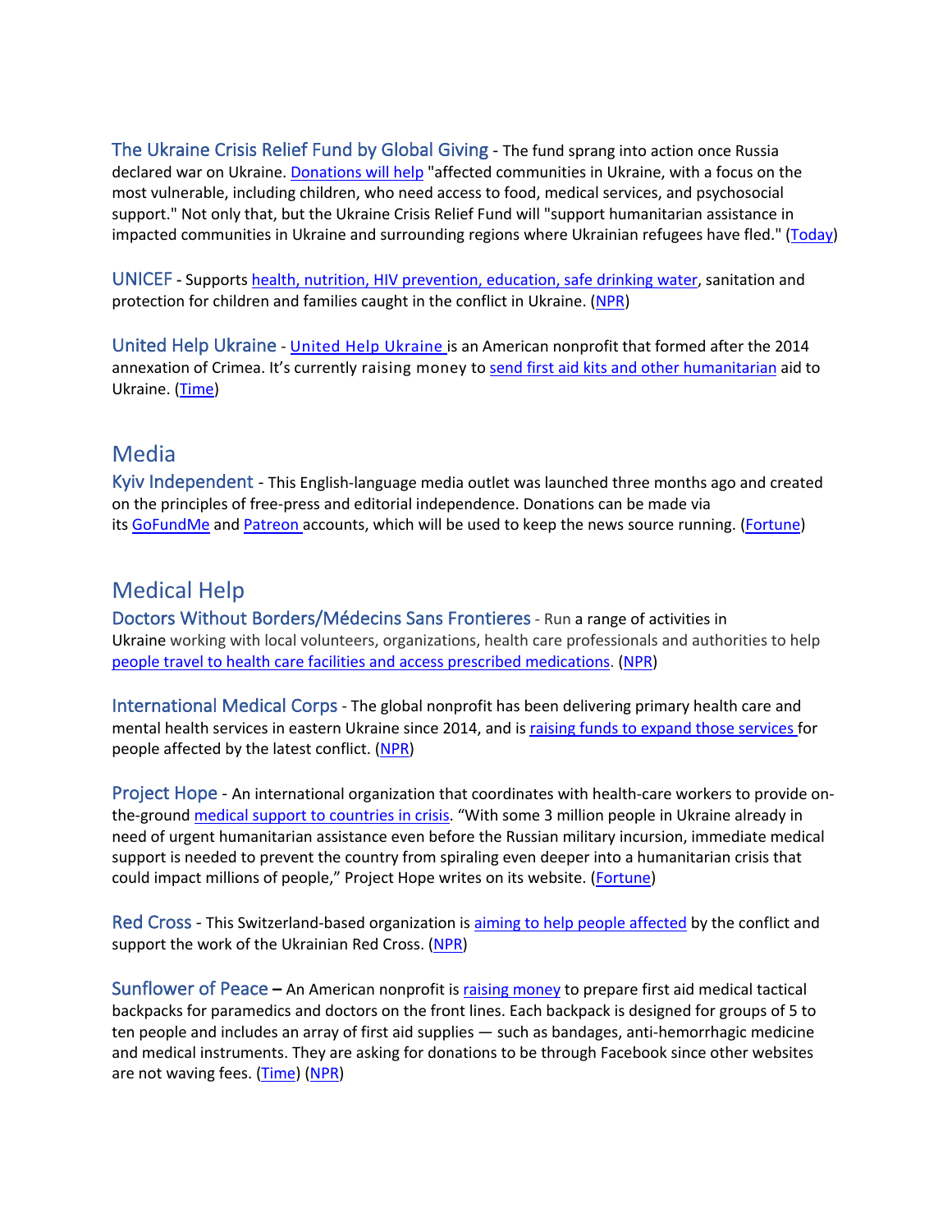The Ukraine Crisis Relief Fund by Global Giving - The fund sprang into action once Russia declared war on Ukraine. Donations will help "affected communities in Ukraine, with a focus on the most vulnerable, including children, who need access to food, medical services, and psychosocial support." Not only that, but the Ukraine Crisis Relief Fund will "support humanitarian assistance in impacted communities in Ukraine and surrounding regions where Ukrainian refugees have fled." (Today)

UNICEF - Supports health, nutrition, HIV prevention, education, safe drinking water, sanitation and protection for children and families caught in the conflict in Ukraine. (NPR)

United Help Ukraine - United Help Ukraine is an American nonprofit that formed after the 2014 annexation of Crimea. It's currently raising money to send first aid kits and other humanitarian aid to Ukraine. (Time)

## Media

Kyiv Independent - This English-language media outlet was launched three months ago and created on the principles of free-press and editorial independence. Donations can be made via its GoFundMe and Patreon accounts, which will be used to keep the news source running. (Fortune)

## Medical Help

Doctors Without Borders/Médecins Sans Frontieres - Run a range of activities in Ukraine working with local volunteers, organizations, health care professionals and authorities to help people travel to health care facilities and access prescribed medications. (NPR)

International Medical Corps - The global nonprofit has been delivering primary health care and mental health services in eastern Ukraine since 2014, and is raising funds to expand those services for people affected by the latest conflict. (NPR)

Project Hope - An international organization that coordinates with health-care workers to provide on-the-ground medical support to countries in crisis. "With some 3 million people in Ukraine already in need of urgent humanitarian assistance even before the Russian military incursion, immediate medical support is needed to prevent the country from spiraling even deeper into a humanitarian crisis that could impact millions of people," Project Hope writes on its website. (Fortune)

Red Cross - This Switzerland-based organization is aiming to help people affected by the conflict and support the work of the Ukrainian Red Cross. (NPR)

Sunflower of Peace – An American nonprofit is raising money to prepare first aid medical tactical backpacks for paramedics and doctors on the front lines. Each backpack is designed for groups of 5 to ten people and includes an array of first aid supplies — such as bandages, anti-hemorrhagic medicine and medical instruments. They are asking for donations to be through Facebook since other websites are not waving fees. (Time) (NPR)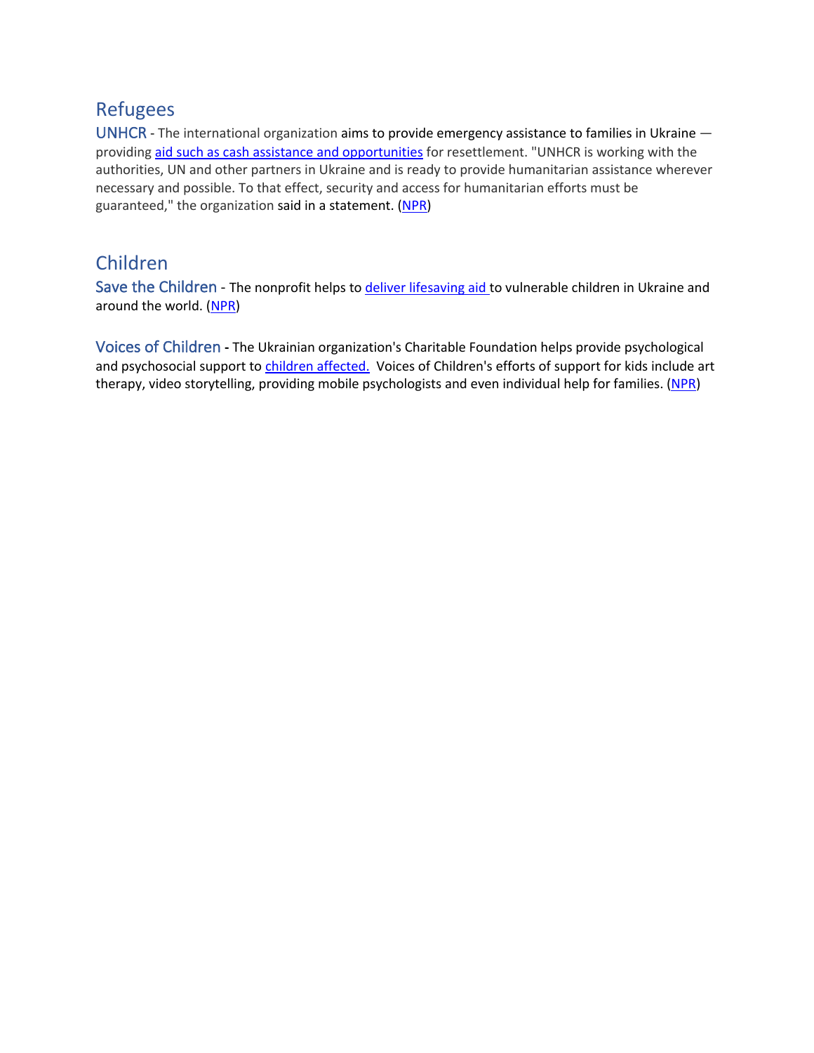## Refugees

**UNHCR** - The international organization aims to provide emergency assistance to families in Ukraine — providing aid such as cash assistance and opportunities for resettlement. "UNHCR is working with the authorities, UN and other partners in Ukraine and is ready to provide humanitarian assistance wherever necessary and possible. To that effect, security and access for humanitarian efforts must be guaranteed," the organization said in a statement. (NPR)

## Children

**Save the Children** - The nonprofit helps to deliver lifesaving aid to vulnerable children in Ukraine and around the world. (NPR)

**Voices of Children** - The Ukrainian organization's Charitable Foundation helps provide psychological and psychosocial support to children affected. Voices of Children's efforts of support for kids include art therapy, video storytelling, providing mobile psychologists and even individual help for families. (NPR)